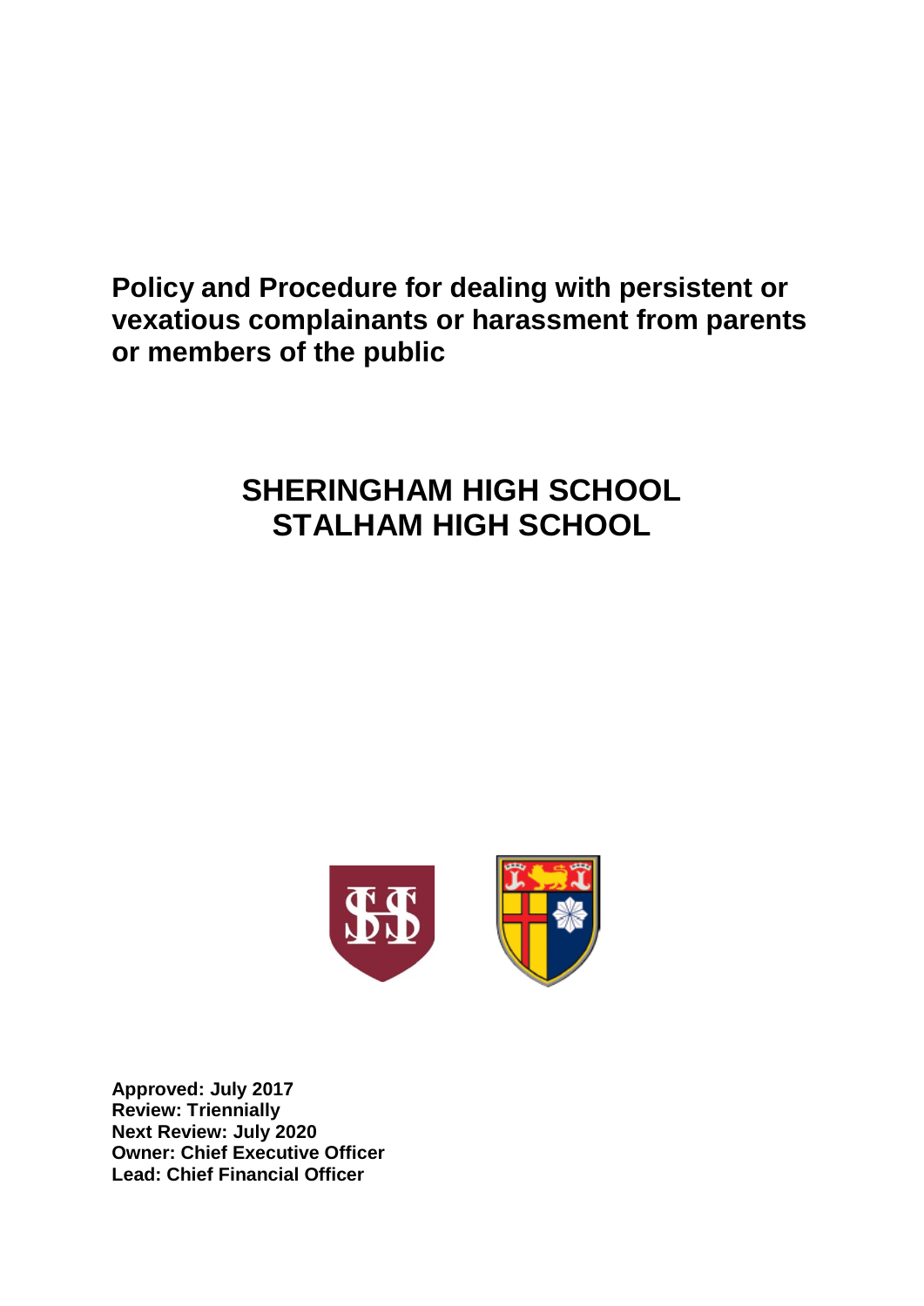# Policy and Procedure for dealing with persistent or vexatious complainants or harassment from parents or members of the public

## SHERINGHAM HIGH SCHOOL
## STALHAM HIGH SCHOOL

**Approved: July 2017**
**Review: Triennially**
**Next Review: July 2020**
**Owner: Chief Executive Officer**
**Lead: Chief Financial Officer**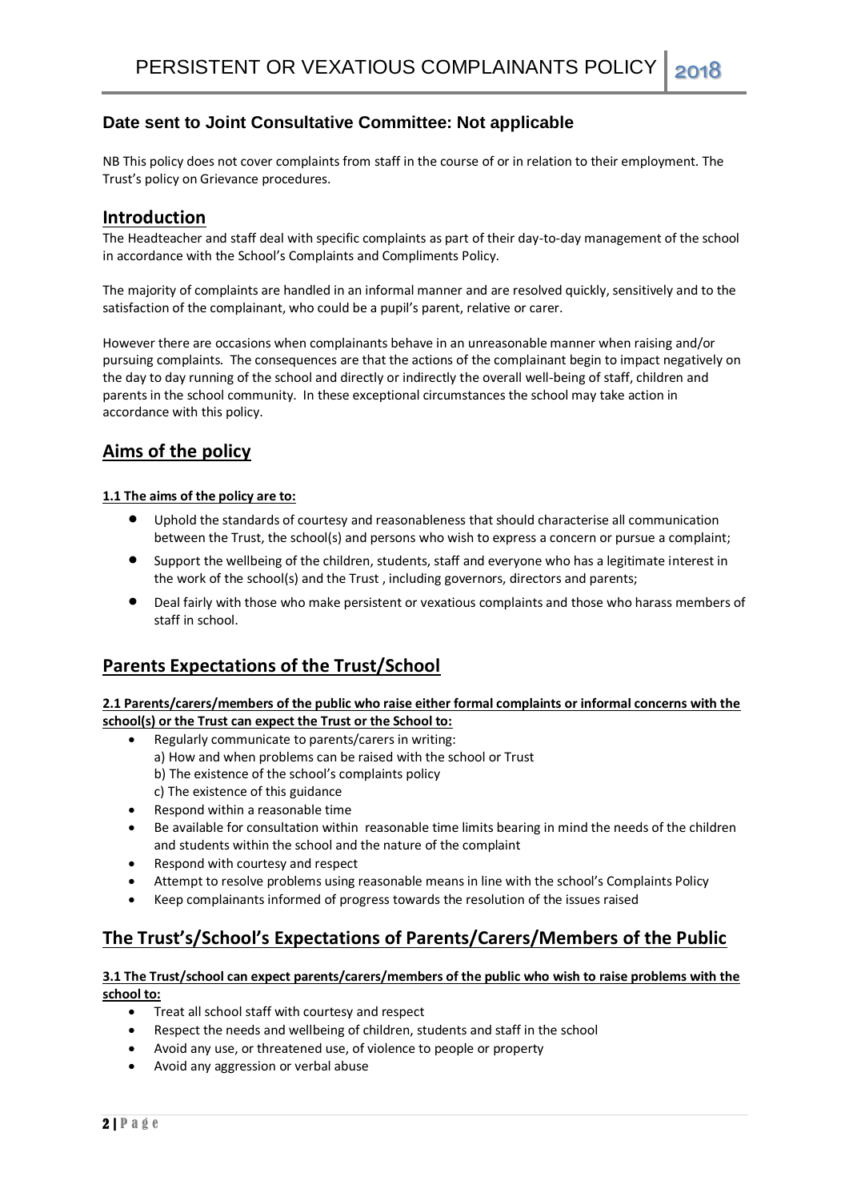### Date sent to Joint Consultative Committee: Not applicable

NB This policy does not cover complaints from staff in the course of or in relation to their employment. The Trust's policy on Grievance procedures.

## Introduction

The Headteacher and staff deal with specific complaints as part of their day-to-day management of the school in accordance with the School's Complaints and Compliments Policy.

The majority of complaints are handled in an informal manner and are resolved quickly, sensitively and to the satisfaction of the complainant, who could be a pupil's parent, relative or carer.

However there are occasions when complainants behave in an unreasonable manner when raising and/or pursuing complaints. The consequences are that the actions of the complainant begin to impact negatively on the day to day running of the school and directly or indirectly the overall well-being of staff, children and parents in the school community. In these exceptional circumstances the school may take action in accordance with this policy.

## Aims of the policy

**1.1 The aims of the policy are to:**

- Uphold the standards of courtesy and reasonableness that should characterise all communication between the Trust, the school(s) and persons who wish to express a concern or pursue a complaint;
- Support the wellbeing of the children, students, staff and everyone who has a legitimate interest in the work of the school(s) and the Trust , including governors, directors and parents;
- Deal fairly with those who make persistent or vexatious complaints and those who harass members of staff in school.

## Parents Expectations of the Trust/School

**2.1 Parents/carers/members of the public who raise either formal complaints or informal concerns with the school(s) or the Trust can expect the Trust or the School to:**

- Regularly communicate to parents/carers in writing:
  a) How and when problems can be raised with the school or Trust
  b) The existence of the school's complaints policy
  c) The existence of this guidance
- Respond within a reasonable time
- Be available for consultation within reasonable time limits bearing in mind the needs of the children and students within the school and the nature of the complaint
- Respond with courtesy and respect
- Attempt to resolve problems using reasonable means in line with the school's Complaints Policy
- Keep complainants informed of progress towards the resolution of the issues raised

## The Trust's/School's Expectations of Parents/Carers/Members of the Public

**3.1 The Trust/school can expect parents/carers/members of the public who wish to raise problems with the school to:**

- Treat all school staff with courtesy and respect
- Respect the needs and wellbeing of children, students and staff in the school
- Avoid any use, or threatened use, of violence to people or property
- Avoid any aggression or verbal abuse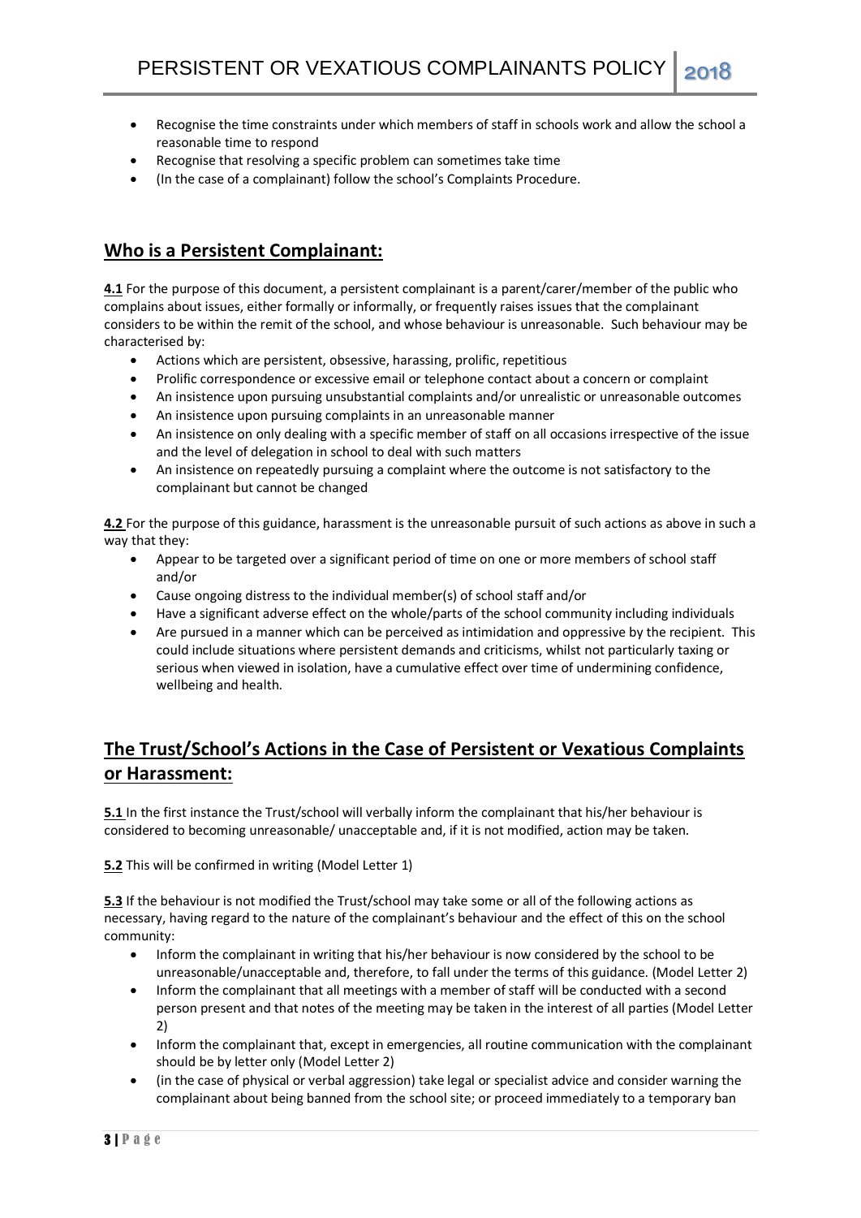- Recognise the time constraints under which members of staff in schools work and allow the school a reasonable time to respond
- Recognise that resolving a specific problem can sometimes take time
- (In the case of a complainant) follow the school's Complaints Procedure.

## Who is a Persistent Complainant:

**4.1** For the purpose of this document, a persistent complainant is a parent/carer/member of the public who complains about issues, either formally or informally, or frequently raises issues that the complainant considers to be within the remit of the school, and whose behaviour is unreasonable. Such behaviour may be characterised by:

- Actions which are persistent, obsessive, harassing, prolific, repetitious
- Prolific correspondence or excessive email or telephone contact about a concern or complaint
- An insistence upon pursuing unsubstantial complaints and/or unrealistic or unreasonable outcomes
- An insistence upon pursuing complaints in an unreasonable manner
- An insistence on only dealing with a specific member of staff on all occasions irrespective of the issue and the level of delegation in school to deal with such matters
- An insistence on repeatedly pursuing a complaint where the outcome is not satisfactory to the complainant but cannot be changed

**4.2** For the purpose of this guidance, harassment is the unreasonable pursuit of such actions as above in such a way that they:

- Appear to be targeted over a significant period of time on one or more members of school staff and/or
- Cause ongoing distress to the individual member(s) of school staff and/or
- Have a significant adverse effect on the whole/parts of the school community including individuals
- Are pursued in a manner which can be perceived as intimidation and oppressive by the recipient. This could include situations where persistent demands and criticisms, whilst not particularly taxing or serious when viewed in isolation, have a cumulative effect over time of undermining confidence, wellbeing and health.

## The Trust/School's Actions in the Case of Persistent or Vexatious Complaints or Harassment:

**5.1** In the first instance the Trust/school will verbally inform the complainant that his/her behaviour is considered to becoming unreasonable/ unacceptable and, if it is not modified, action may be taken.

**5.2** This will be confirmed in writing (Model Letter 1)

**5.3** If the behaviour is not modified the Trust/school may take some or all of the following actions as necessary, having regard to the nature of the complainant's behaviour and the effect of this on the school community:

- Inform the complainant in writing that his/her behaviour is now considered by the school to be unreasonable/unacceptable and, therefore, to fall under the terms of this guidance. (Model Letter 2)
- Inform the complainant that all meetings with a member of staff will be conducted with a second person present and that notes of the meeting may be taken in the interest of all parties (Model Letter 2)
- Inform the complainant that, except in emergencies, all routine communication with the complainant should be by letter only (Model Letter 2)
- (in the case of physical or verbal aggression) take legal or specialist advice and consider warning the complainant about being banned from the school site; or proceed immediately to a temporary ban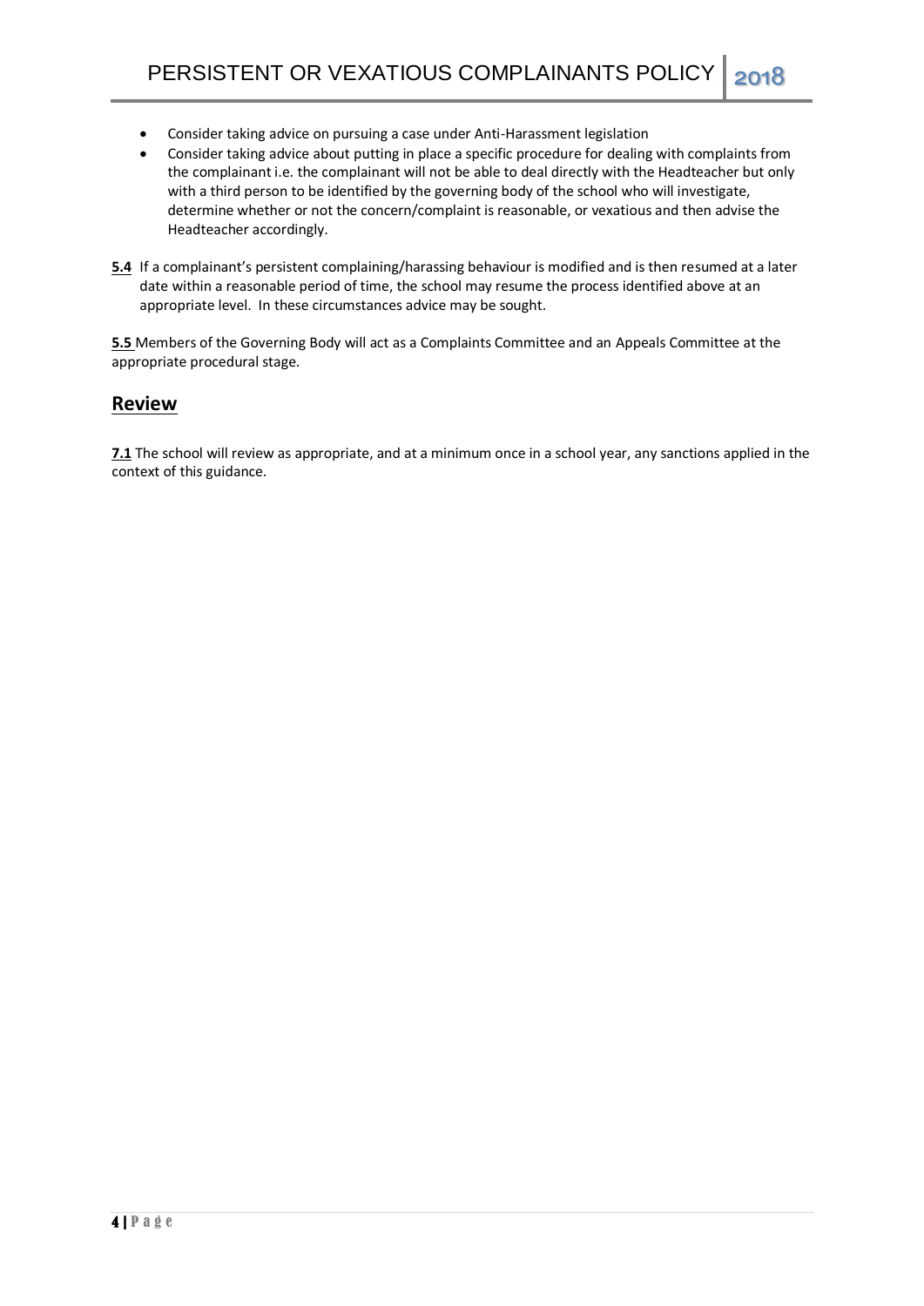- Consider taking advice on pursuing a case under Anti-Harassment legislation
- Consider taking advice about putting in place a specific procedure for dealing with complaints from the complainant i.e. the complainant will not be able to deal directly with the Headteacher but only with a third person to be identified by the governing body of the school who will investigate, determine whether or not the concern/complaint is reasonable, or vexatious and then advise the Headteacher accordingly.

**5.4** If a complainant's persistent complaining/harassing behaviour is modified and is then resumed at a later date within a reasonable period of time, the school may resume the process identified above at an appropriate level. In these circumstances advice may be sought.

**5.5** Members of the Governing Body will act as a Complaints Committee and an Appeals Committee at the appropriate procedural stage.

## Review

**7.1** The school will review as appropriate, and at a minimum once in a school year, any sanctions applied in the context of this guidance.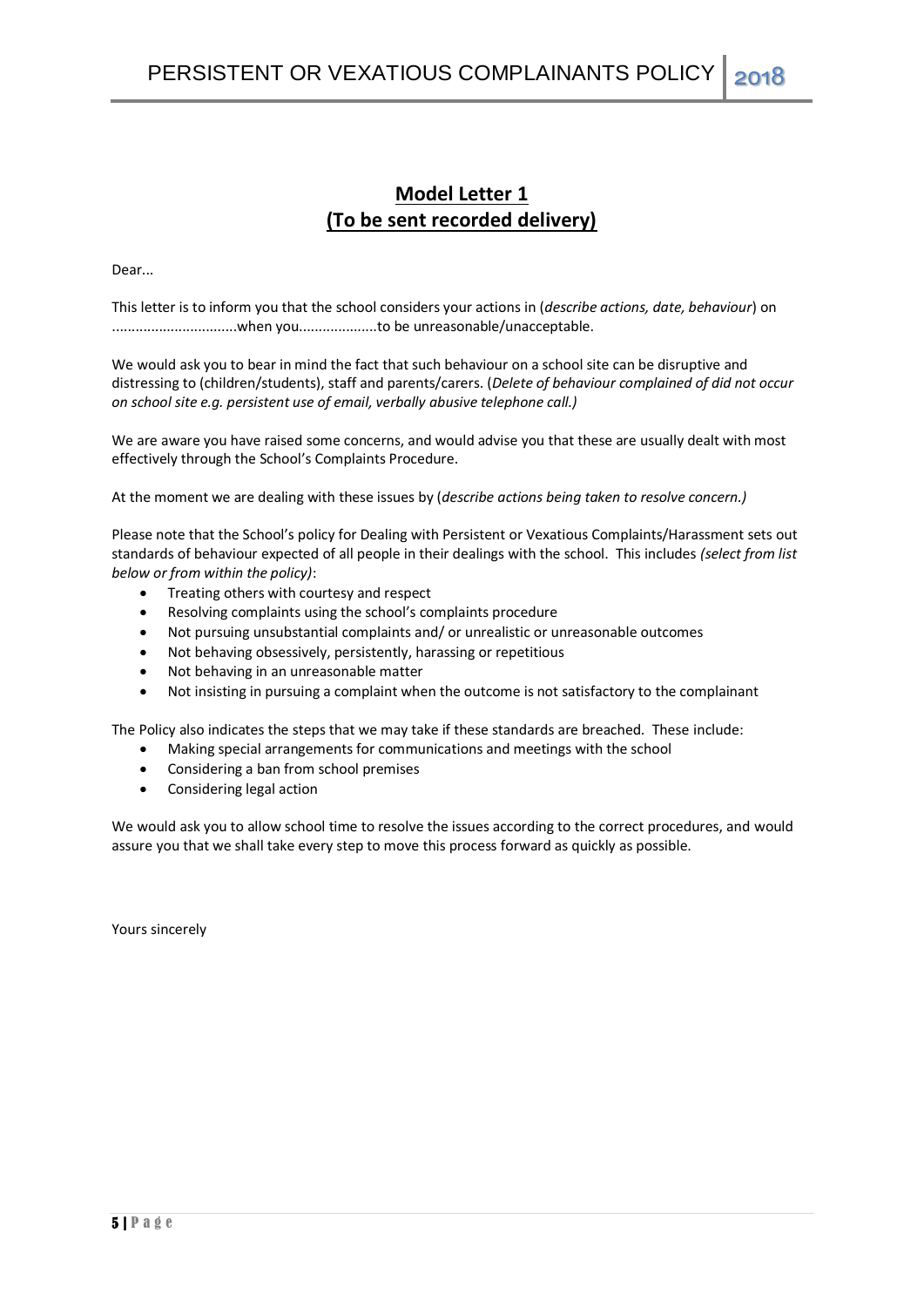## **Model Letter 1**
## **(To be sent recorded delivery)**

Dear...

This letter is to inform you that the school considers your actions in (*describe actions, date, behaviour*) on ................................when you....................to be unreasonable/unacceptable.

We would ask you to bear in mind the fact that such behaviour on a school site can be disruptive and distressing to (children/students), staff and parents/carers. (*Delete of behaviour complained of did not occur on school site e.g. persistent use of email, verbally abusive telephone call.)*

We are aware you have raised some concerns, and would advise you that these are usually dealt with most effectively through the School's Complaints Procedure.

At the moment we are dealing with these issues by (*describe actions being taken to resolve concern.)*

Please note that the School's policy for Dealing with Persistent or Vexatious Complaints/Harassment sets out standards of behaviour expected of all people in their dealings with the school. This includes *(select from list below or from within the policy)*:

- Treating others with courtesy and respect
- Resolving complaints using the school's complaints procedure
- Not pursuing unsubstantial complaints and/ or unrealistic or unreasonable outcomes
- Not behaving obsessively, persistently, harassing or repetitious
- Not behaving in an unreasonable matter
- Not insisting in pursuing a complaint when the outcome is not satisfactory to the complainant

The Policy also indicates the steps that we may take if these standards are breached. These include:

- Making special arrangements for communications and meetings with the school
- Considering a ban from school premises
- Considering legal action

We would ask you to allow school time to resolve the issues according to the correct procedures, and would assure you that we shall take every step to move this process forward as quickly as possible.

Yours sincerely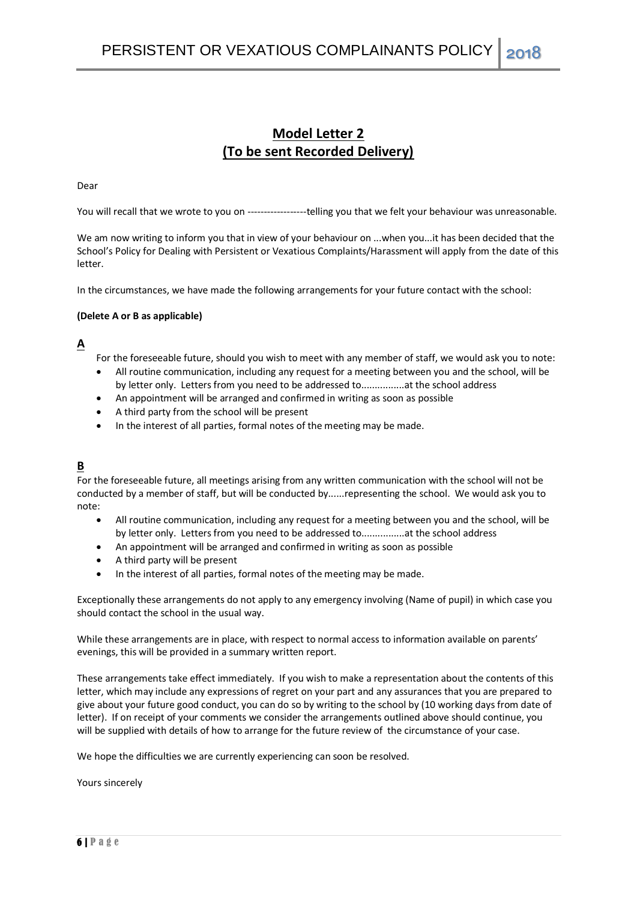# Model Letter 2
# (To be sent Recorded Delivery)

Dear

You will recall that we wrote to you on ------------------telling you that we felt your behaviour was unreasonable.

We am now writing to inform you that in view of your behaviour on ...when you...it has been decided that the School's Policy for Dealing with Persistent or Vexatious Complaints/Harassment will apply from the date of this letter.

In the circumstances, we have made the following arrangements for your future contact with the school:

**(Delete A or B as applicable)**

**A**

For the foreseeable future, should you wish to meet with any member of staff, we would ask you to note:

- All routine communication, including any request for a meeting between you and the school, will be by letter only. Letters from you need to be addressed to................at the school address
- An appointment will be arranged and confirmed in writing as soon as possible
- A third party from the school will be present
- In the interest of all parties, formal notes of the meeting may be made.

**B**

For the foreseeable future, all meetings arising from any written communication with the school will not be conducted by a member of staff, but will be conducted by......representing the school. We would ask you to note:

- All routine communication, including any request for a meeting between you and the school, will be by letter only. Letters from you need to be addressed to................at the school address
- An appointment will be arranged and confirmed in writing as soon as possible
- A third party will be present
- In the interest of all parties, formal notes of the meeting may be made.

Exceptionally these arrangements do not apply to any emergency involving (Name of pupil) in which case you should contact the school in the usual way.

While these arrangements are in place, with respect to normal access to information available on parents' evenings, this will be provided in a summary written report.

These arrangements take effect immediately. If you wish to make a representation about the contents of this letter, which may include any expressions of regret on your part and any assurances that you are prepared to give about your future good conduct, you can do so by writing to the school by (10 working days from date of letter). If on receipt of your comments we consider the arrangements outlined above should continue, you will be supplied with details of how to arrange for the future review of the circumstance of your case.

We hope the difficulties we are currently experiencing can soon be resolved.

Yours sincerely